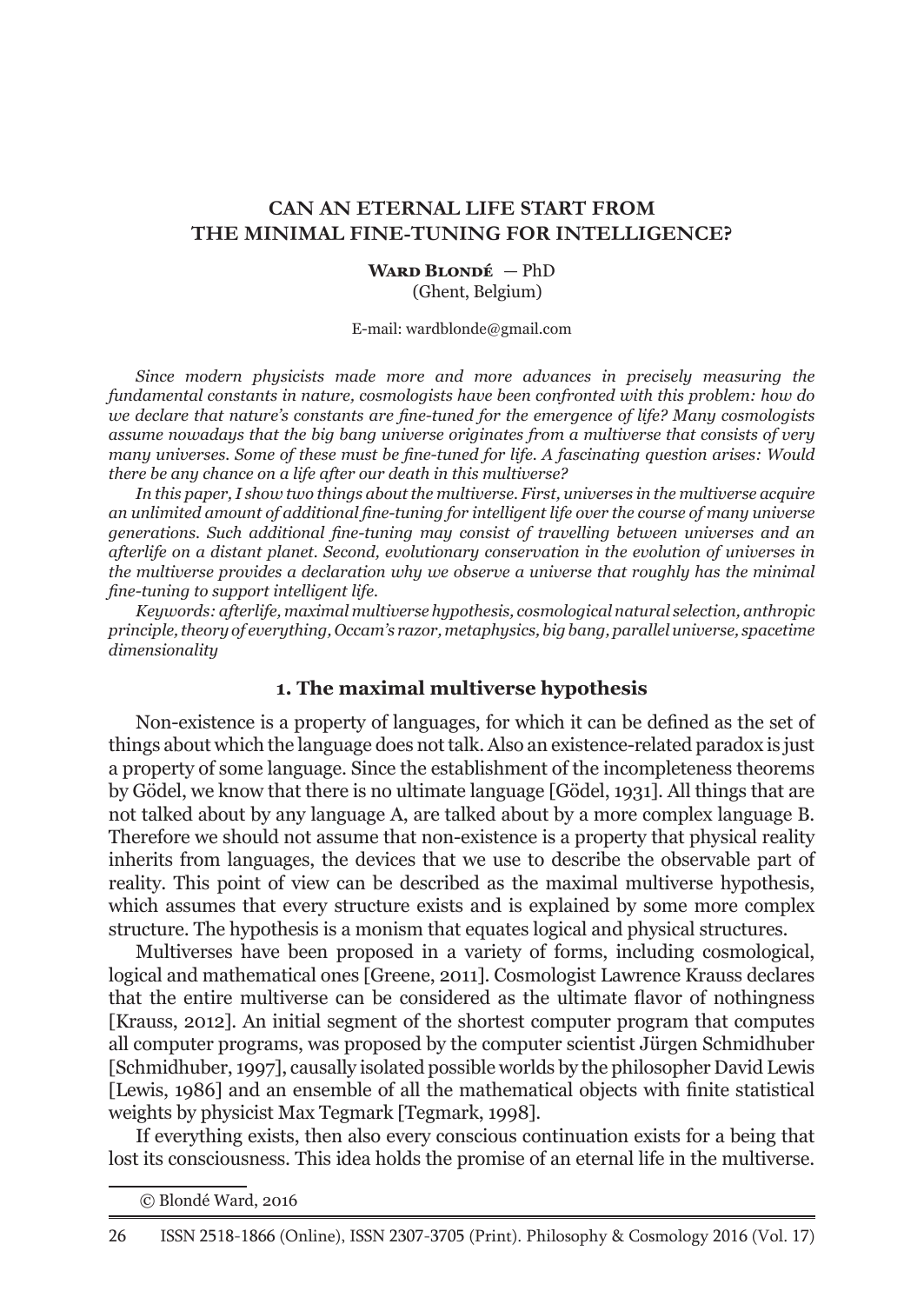# CAN AN ETERNAL LIFE START FROM THE MINIMAL FINE-TUNING FOR INTELLIGENCE?

**Ward Blondé** — PhD
(Ghent, Belgium)

E-mail: wardblonde@gmail.com

*Since modern physicists made more and more advances in precisely measuring the fundamental constants in nature, cosmologists have been confronted with this problem: how do we declare that nature's constants are fine-tuned for the emergence of life? Many cosmologists assume nowadays that the big bang universe originates from a multiverse that consists of very many universes. Some of these must be fine-tuned for life. A fascinating question arises: Would there be any chance on a life after our death in this multiverse?*

*In this paper, I show two things about the multiverse. First, universes in the multiverse acquire an unlimited amount of additional fine-tuning for intelligent life over the course of many universe generations. Such additional fine-tuning may consist of travelling between universes and an afterlife on a distant planet. Second, evolutionary conservation in the evolution of universes in the multiverse provides a declaration why we observe a universe that roughly has the minimal fine-tuning to support intelligent life.*

*Keywords: afterlife, maximal multiverse hypothesis, cosmological natural selection, anthropic principle, theory of everything, Occam's razor, metaphysics, big bang, parallel universe, spacetime dimensionality*

## 1. The maximal multiverse hypothesis

Non-existence is a property of languages, for which it can be defined as the set of things about which the language does not talk. Also an existence-related paradox is just a property of some language. Since the establishment of the incompleteness theorems by Gödel, we know that there is no ultimate language [Gödel, 1931]. All things that are not talked about by any language A, are talked about by a more complex language B. Therefore we should not assume that non-existence is a property that physical reality inherits from languages, the devices that we use to describe the observable part of reality. This point of view can be described as the maximal multiverse hypothesis, which assumes that every structure exists and is explained by some more complex structure. The hypothesis is a monism that equates logical and physical structures.

Multiverses have been proposed in a variety of forms, including cosmological, logical and mathematical ones [Greene, 2011]. Cosmologist Lawrence Krauss declares that the entire multiverse can be considered as the ultimate flavor of nothingness [Krauss, 2012]. An initial segment of the shortest computer program that computes all computer programs, was proposed by the computer scientist Jürgen Schmidhuber [Schmidhuber, 1997], causally isolated possible worlds by the philosopher David Lewis [Lewis, 1986] and an ensemble of all the mathematical objects with finite statistical weights by physicist Max Tegmark [Tegmark, 1998].

If everything exists, then also every conscious continuation exists for a being that lost its consciousness. This idea holds the promise of an eternal life in the multiverse.

© Blondé Ward, 2016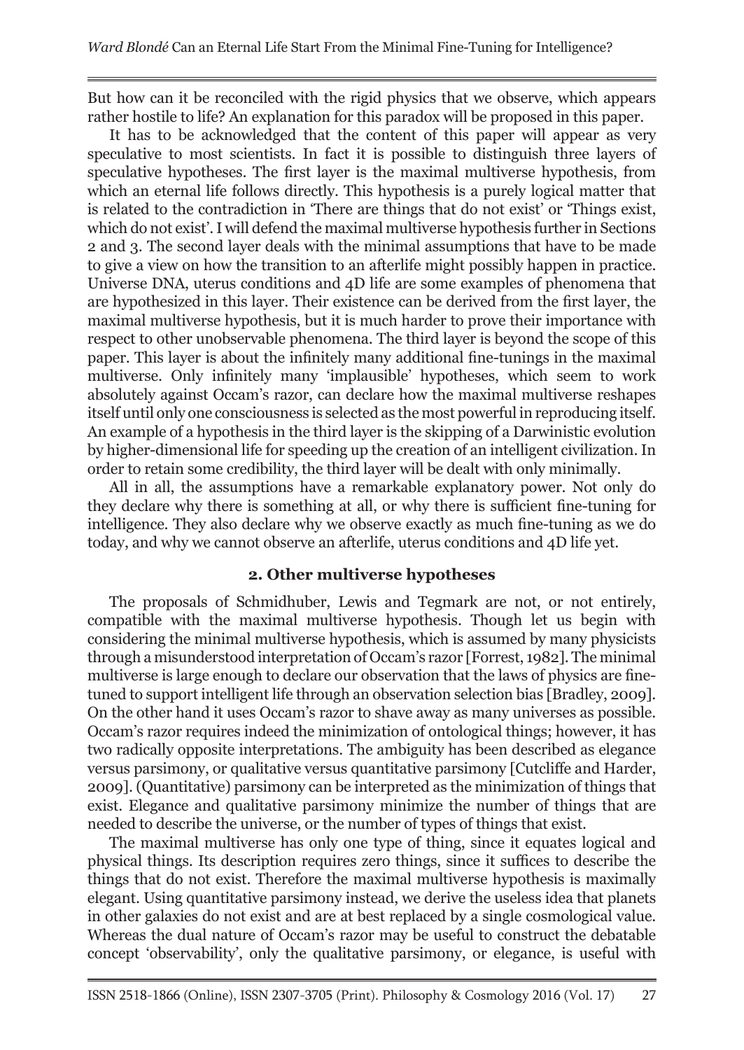But how can it be reconciled with the rigid physics that we observe, which appears rather hostile to life? An explanation for this paradox will be proposed in this paper.

It has to be acknowledged that the content of this paper will appear as very speculative to most scientists. In fact it is possible to distinguish three layers of speculative hypotheses. The first layer is the maximal multiverse hypothesis, from which an eternal life follows directly. This hypothesis is a purely logical matter that is related to the contradiction in 'There are things that do not exist' or 'Things exist, which do not exist'. I will defend the maximal multiverse hypothesis further in Sections 2 and 3. The second layer deals with the minimal assumptions that have to be made to give a view on how the transition to an afterlife might possibly happen in practice. Universe DNA, uterus conditions and 4D life are some examples of phenomena that are hypothesized in this layer. Their existence can be derived from the first layer, the maximal multiverse hypothesis, but it is much harder to prove their importance with respect to other unobservable phenomena. The third layer is beyond the scope of this paper. This layer is about the infinitely many additional fine-tunings in the maximal multiverse. Only infinitely many 'implausible' hypotheses, which seem to work absolutely against Occam's razor, can declare how the maximal multiverse reshapes itself until only one consciousness is selected as the most powerful in reproducing itself. An example of a hypothesis in the third layer is the skipping of a Darwinistic evolution by higher-dimensional life for speeding up the creation of an intelligent civilization. In order to retain some credibility, the third layer will be dealt with only minimally.

All in all, the assumptions have a remarkable explanatory power. Not only do they declare why there is something at all, or why there is sufficient fine-tuning for intelligence. They also declare why we observe exactly as much fine-tuning as we do today, and why we cannot observe an afterlife, uterus conditions and 4D life yet.

## 2. Other multiverse hypotheses

The proposals of Schmidhuber, Lewis and Tegmark are not, or not entirely, compatible with the maximal multiverse hypothesis. Though let us begin with considering the minimal multiverse hypothesis, which is assumed by many physicists through a misunderstood interpretation of Occam's razor [Forrest, 1982]. The minimal multiverse is large enough to declare our observation that the laws of physics are fine-tuned to support intelligent life through an observation selection bias [Bradley, 2009]. On the other hand it uses Occam's razor to shave away as many universes as possible. Occam's razor requires indeed the minimization of ontological things; however, it has two radically opposite interpretations. The ambiguity has been described as elegance versus parsimony, or qualitative versus quantitative parsimony [Cutcliffe and Harder, 2009]. (Quantitative) parsimony can be interpreted as the minimization of things that exist. Elegance and qualitative parsimony minimize the number of things that are needed to describe the universe, or the number of types of things that exist.

The maximal multiverse has only one type of thing, since it equates logical and physical things. Its description requires zero things, since it suffices to describe the things that do not exist. Therefore the maximal multiverse hypothesis is maximally elegant. Using quantitative parsimony instead, we derive the useless idea that planets in other galaxies do not exist and are at best replaced by a single cosmological value. Whereas the dual nature of Occam's razor may be useful to construct the debatable concept 'observability', only the qualitative parsimony, or elegance, is useful with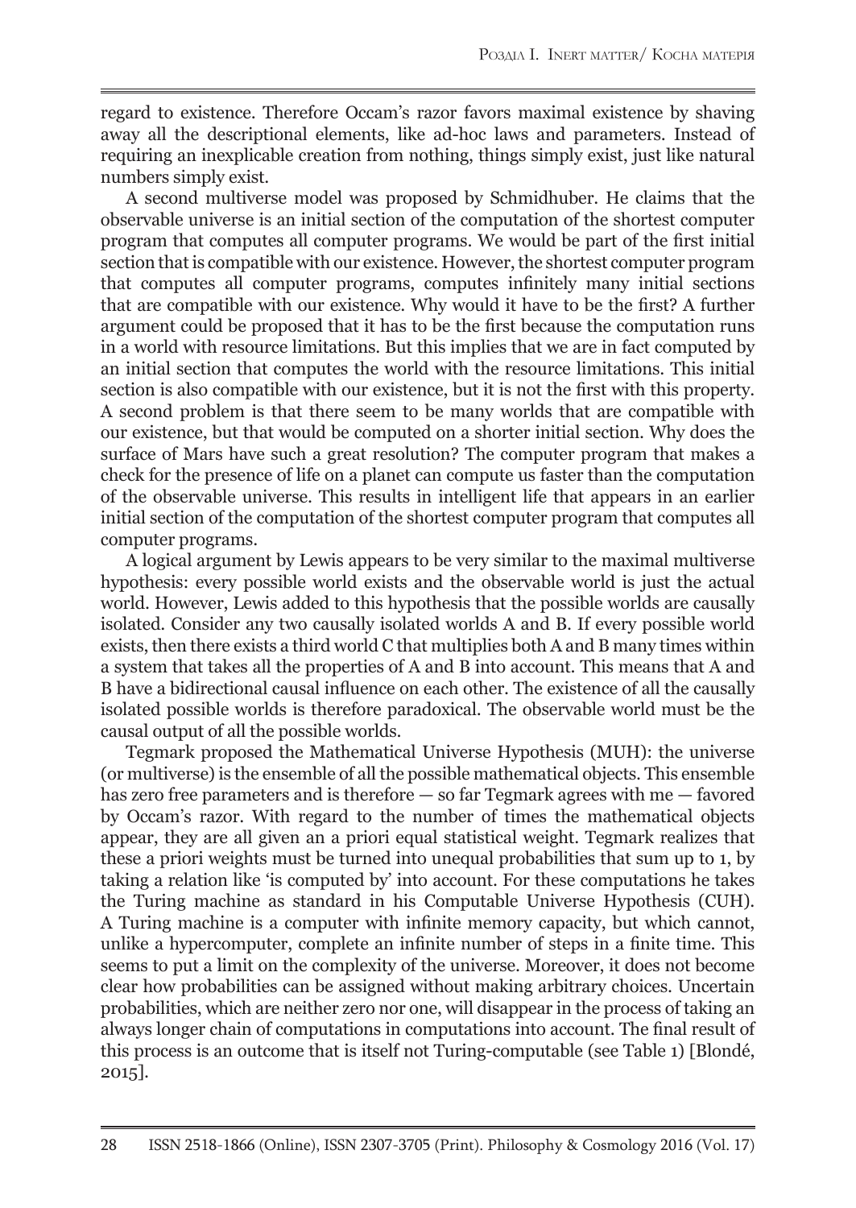regard to existence. Therefore Occam's razor favors maximal existence by shaving away all the descriptional elements, like ad-hoc laws and parameters. Instead of requiring an inexplicable creation from nothing, things simply exist, just like natural numbers simply exist.

A second multiverse model was proposed by Schmidhuber. He claims that the observable universe is an initial section of the computation of the shortest computer program that computes all computer programs. We would be part of the first initial section that is compatible with our existence. However, the shortest computer program that computes all computer programs, computes infinitely many initial sections that are compatible with our existence. Why would it have to be the first? A further argument could be proposed that it has to be the first because the computation runs in a world with resource limitations. But this implies that we are in fact computed by an initial section that computes the world with the resource limitations. This initial section is also compatible with our existence, but it is not the first with this property. A second problem is that there seem to be many worlds that are compatible with our existence, but that would be computed on a shorter initial section. Why does the surface of Mars have such a great resolution? The computer program that makes a check for the presence of life on a planet can compute us faster than the computation of the observable universe. This results in intelligent life that appears in an earlier initial section of the computation of the shortest computer program that computes all computer programs.

A logical argument by Lewis appears to be very similar to the maximal multiverse hypothesis: every possible world exists and the observable world is just the actual world. However, Lewis added to this hypothesis that the possible worlds are causally isolated. Consider any two causally isolated worlds A and B. If every possible world exists, then there exists a third world C that multiplies both A and B many times within a system that takes all the properties of A and B into account. This means that A and B have a bidirectional causal influence on each other. The existence of all the causally isolated possible worlds is therefore paradoxical. The observable world must be the causal output of all the possible worlds.

Tegmark proposed the Mathematical Universe Hypothesis (MUH): the universe (or multiverse) is the ensemble of all the possible mathematical objects. This ensemble has zero free parameters and is therefore — so far Tegmark agrees with me — favored by Occam's razor. With regard to the number of times the mathematical objects appear, they are all given an a priori equal statistical weight. Tegmark realizes that these a priori weights must be turned into unequal probabilities that sum up to 1, by taking a relation like 'is computed by' into account. For these computations he takes the Turing machine as standard in his Computable Universe Hypothesis (CUH). A Turing machine is a computer with infinite memory capacity, but which cannot, unlike a hypercomputer, complete an infinite number of steps in a finite time. This seems to put a limit on the complexity of the universe. Moreover, it does not become clear how probabilities can be assigned without making arbitrary choices. Uncertain probabilities, which are neither zero nor one, will disappear in the process of taking an always longer chain of computations in computations into account. The final result of this process is an outcome that is itself not Turing-computable (see Table 1) [Blondé, 2015].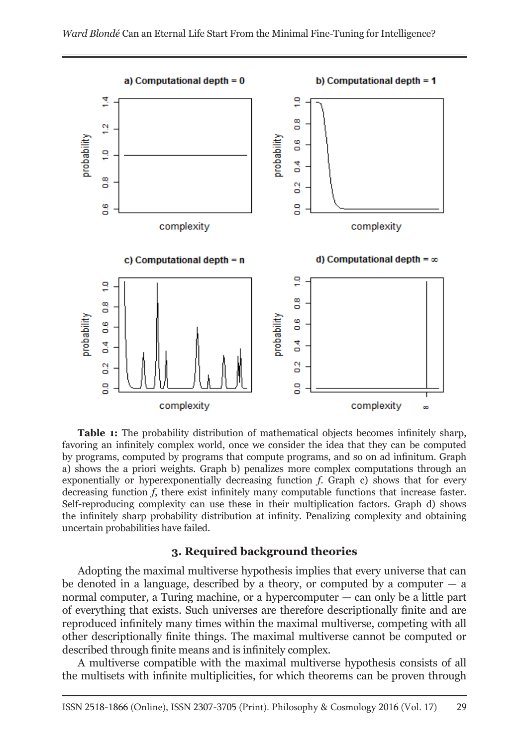a) Computational depth = 0

probability

1.4
1.2
1.0
0.8
0.6

complexity

b) Computational depth = 1

probability

1.0
0.8
0.6
0.4
0.2
0.0

complexity

c) Computational depth = n

probability

1.0
0.8
0.6
0.4
0.2
0.0

complexity

d) Computational depth = ∞

probability

1.0
0.8
0.6
0.4
0.2
0.0

complexity ∞

**Table 1:** The probability distribution of mathematical objects becomes infinitely sharp, favoring an infinitely complex world, once we consider the idea that they can be computed by programs, computed by programs that compute programs, and so on ad infinitum. Graph a) shows the a priori weights. Graph b) penalizes more complex computations through an exponentially or hyperexponentially decreasing function *f*. Graph c) shows that for every decreasing function *f*, there exist infinitely many computable functions that increase faster. Self-reproducing complexity can use these in their multiplication factors. Graph d) shows the infinitely sharp probability distribution at infinity. Penalizing complexity and obtaining uncertain probabilities have failed.

## 3. Required background theories

Adopting the maximal multiverse hypothesis implies that every universe that can be denoted in a language, described by a theory, or computed by a computer — a normal computer, a Turing machine, or a hypercomputer — can only be a little part of everything that exists. Such universes are therefore descriptionally finite and are reproduced infinitely many times within the maximal multiverse, competing with all other descriptionally finite things. The maximal multiverse cannot be computed or described through finite means and is infinitely complex.

A multiverse compatible with the maximal multiverse hypothesis consists of all the multisets with infinite multiplicities, for which theorems can be proven through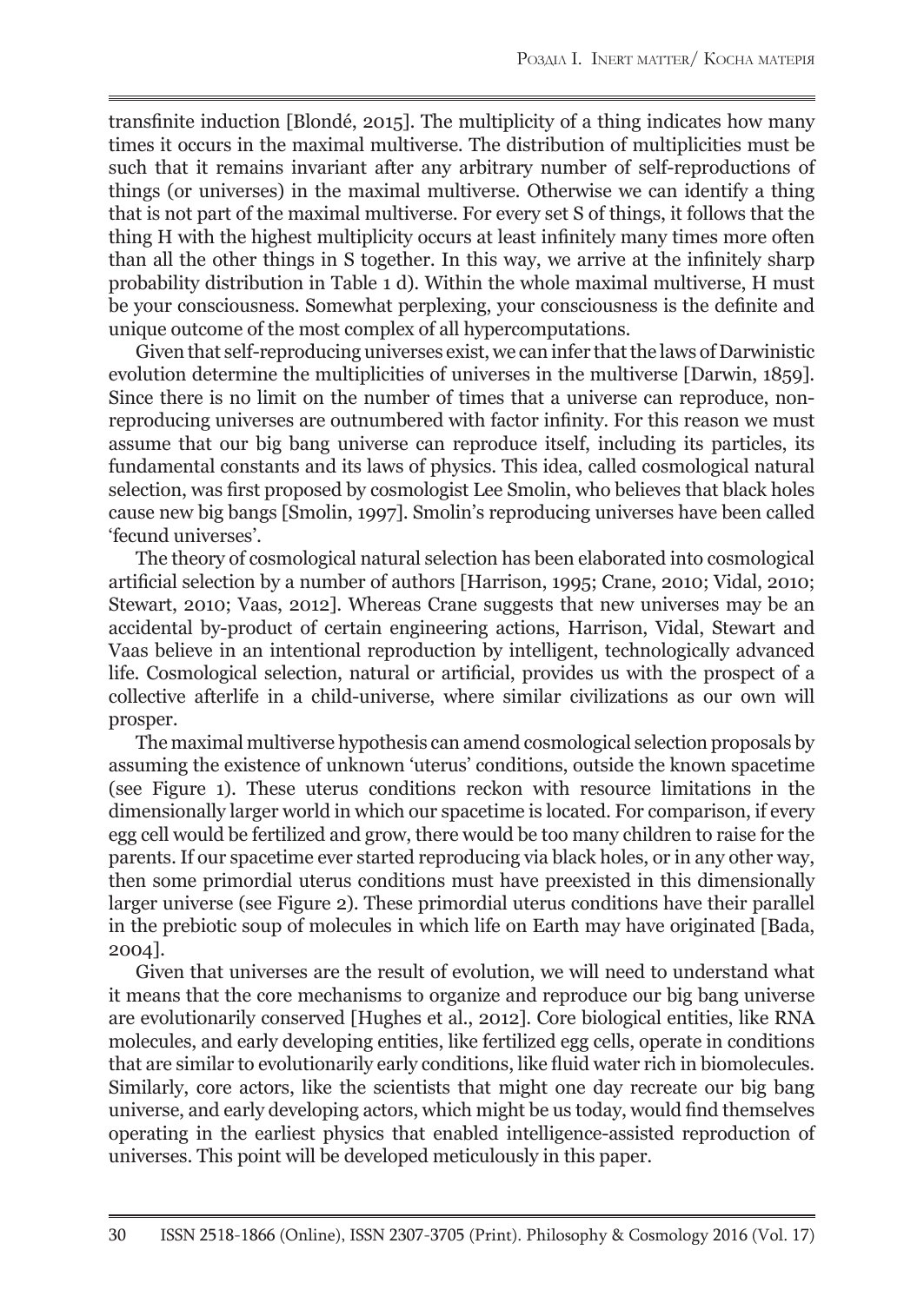transfinite induction [Blondé, 2015]. The multiplicity of a thing indicates how many times it occurs in the maximal multiverse. The distribution of multiplicities must be such that it remains invariant after any arbitrary number of self-reproductions of things (or universes) in the maximal multiverse. Otherwise we can identify a thing that is not part of the maximal multiverse. For every set S of things, it follows that the thing H with the highest multiplicity occurs at least infinitely many times more often than all the other things in S together. In this way, we arrive at the infinitely sharp probability distribution in Table 1 d). Within the whole maximal multiverse, H must be your consciousness. Somewhat perplexing, your consciousness is the definite and unique outcome of the most complex of all hypercomputations.

Given that self-reproducing universes exist, we can infer that the laws of Darwinistic evolution determine the multiplicities of universes in the multiverse [Darwin, 1859]. Since there is no limit on the number of times that a universe can reproduce, non-reproducing universes are outnumbered with factor infinity. For this reason we must assume that our big bang universe can reproduce itself, including its particles, its fundamental constants and its laws of physics. This idea, called cosmological natural selection, was first proposed by cosmologist Lee Smolin, who believes that black holes cause new big bangs [Smolin, 1997]. Smolin's reproducing universes have been called 'fecund universes'.

The theory of cosmological natural selection has been elaborated into cosmological artificial selection by a number of authors [Harrison, 1995; Crane, 2010; Vidal, 2010; Stewart, 2010; Vaas, 2012]. Whereas Crane suggests that new universes may be an accidental by-product of certain engineering actions, Harrison, Vidal, Stewart and Vaas believe in an intentional reproduction by intelligent, technologically advanced life. Cosmological selection, natural or artificial, provides us with the prospect of a collective afterlife in a child-universe, where similar civilizations as our own will prosper.

The maximal multiverse hypothesis can amend cosmological selection proposals by assuming the existence of unknown 'uterus' conditions, outside the known spacetime (see Figure 1). These uterus conditions reckon with resource limitations in the dimensionally larger world in which our spacetime is located. For comparison, if every egg cell would be fertilized and grow, there would be too many children to raise for the parents. If our spacetime ever started reproducing via black holes, or in any other way, then some primordial uterus conditions must have preexisted in this dimensionally larger universe (see Figure 2). These primordial uterus conditions have their parallel in the prebiotic soup of molecules in which life on Earth may have originated [Bada, 2004].

Given that universes are the result of evolution, we will need to understand what it means that the core mechanisms to organize and reproduce our big bang universe are evolutionarily conserved [Hughes et al., 2012]. Core biological entities, like RNA molecules, and early developing entities, like fertilized egg cells, operate in conditions that are similar to evolutionarily early conditions, like fluid water rich in biomolecules. Similarly, core actors, like the scientists that might one day recreate our big bang universe, and early developing actors, which might be us today, would find themselves operating in the earliest physics that enabled intelligence-assisted reproduction of universes. This point will be developed meticulously in this paper.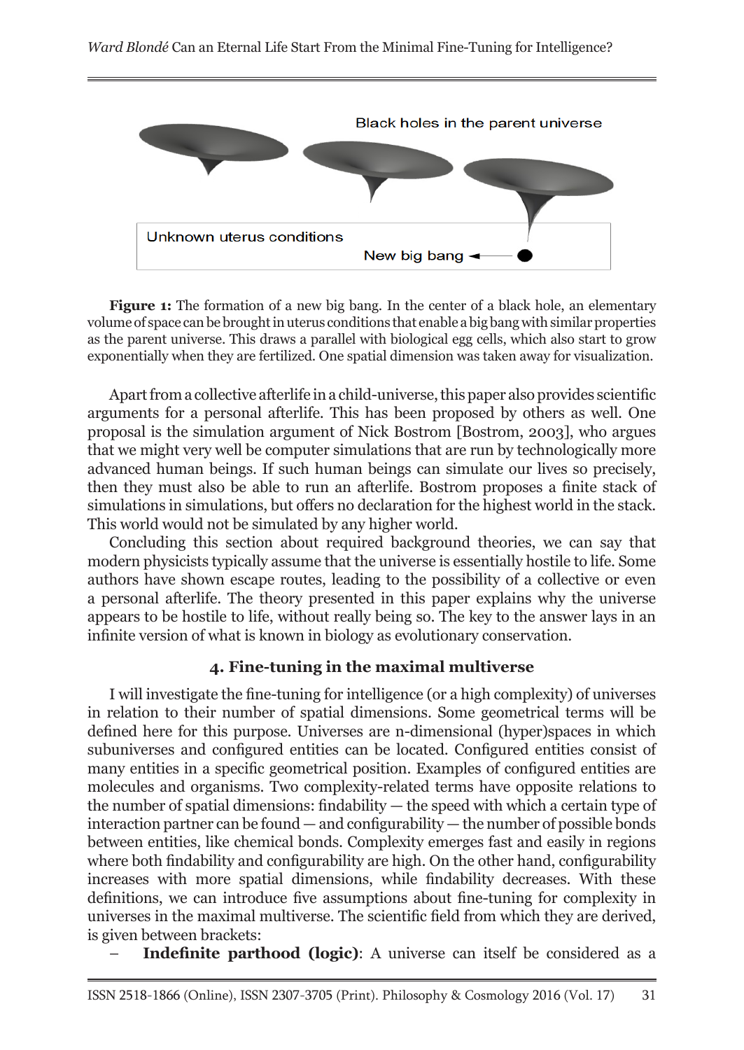Black holes in the parent universe

Unknown uterus conditions

New big bang

**Figure 1:** The formation of a new big bang. In the center of a black hole, an elementary volume of space can be brought in uterus conditions that enable a big bang with similar properties as the parent universe. This draws a parallel with biological egg cells, which also start to grow exponentially when they are fertilized. One spatial dimension was taken away for visualization.

Apart from a collective afterlife in a child-universe, this paper also provides scientific arguments for a personal afterlife. This has been proposed by others as well. One proposal is the simulation argument of Nick Bostrom [Bostrom, 2003], who argues that we might very well be computer simulations that are run by technologically more advanced human beings. If such human beings can simulate our lives so precisely, then they must also be able to run an afterlife. Bostrom proposes a finite stack of simulations in simulations, but offers no declaration for the highest world in the stack. This world would not be simulated by any higher world.

Concluding this section about required background theories, we can say that modern physicists typically assume that the universe is essentially hostile to life. Some authors have shown escape routes, leading to the possibility of a collective or even a personal afterlife. The theory presented in this paper explains why the universe appears to be hostile to life, without really being so. The key to the answer lays in an infinite version of what is known in biology as evolutionary conservation.

## 4. Fine-tuning in the maximal multiverse

I will investigate the fine-tuning for intelligence (or a high complexity) of universes in relation to their number of spatial dimensions. Some geometrical terms will be defined here for this purpose. Universes are n-dimensional (hyper)spaces in which subuniverses and configured entities can be located. Configured entities consist of many entities in a specific geometrical position. Examples of configured entities are molecules and organisms. Two complexity-related terms have opposite relations to the number of spatial dimensions: findability — the speed with which a certain type of interaction partner can be found — and configurability — the number of possible bonds between entities, like chemical bonds. Complexity emerges fast and easily in regions where both findability and configurability are high. On the other hand, configurability increases with more spatial dimensions, while findability decreases. With these definitions, we can introduce five assumptions about fine-tuning for complexity in universes in the maximal multiverse. The scientific field from which they are derived, is given between brackets:

– **Indefinite parthood (logic)**: A universe can itself be considered as a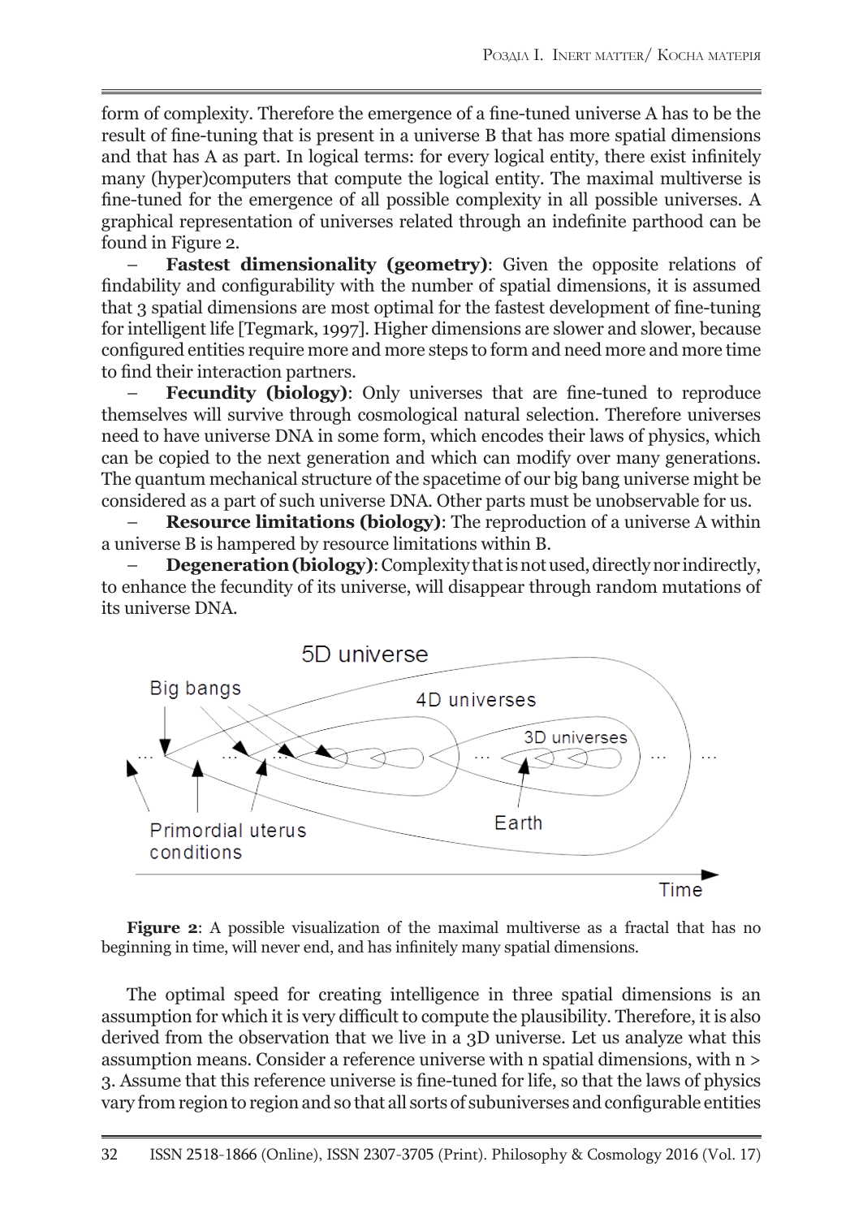form of complexity. Therefore the emergence of a fine-tuned universe A has to be the result of fine-tuning that is present in a universe B that has more spatial dimensions and that has A as part. In logical terms: for every logical entity, there exist infinitely many (hyper)computers that compute the logical entity. The maximal multiverse is fine-tuned for the emergence of all possible complexity in all possible universes. A graphical representation of universes related through an indefinite parthood can be found in Figure 2.

– **Fastest dimensionality (geometry)**: Given the opposite relations of findability and configurability with the number of spatial dimensions, it is assumed that 3 spatial dimensions are most optimal for the fastest development of fine-tuning for intelligent life [Tegmark, 1997]. Higher dimensions are slower and slower, because configured entities require more and more steps to form and need more and more time to find their interaction partners.

– **Fecundity (biology)**: Only universes that are fine-tuned to reproduce themselves will survive through cosmological natural selection. Therefore universes need to have universe DNA in some form, which encodes their laws of physics, which can be copied to the next generation and which can modify over many generations. The quantum mechanical structure of the spacetime of our big bang universe might be considered as a part of such universe DNA. Other parts must be unobservable for us.

– **Resource limitations (biology)**: The reproduction of a universe A within a universe B is hampered by resource limitations within B.

– **Degeneration (biology)**: Complexity that is not used, directly nor indirectly, to enhance the fecundity of its universe, will disappear through random mutations of its universe DNA.

**Figure 2**: A possible visualization of the maximal multiverse as a fractal that has no beginning in time, will never end, and has infinitely many spatial dimensions.

The optimal speed for creating intelligence in three spatial dimensions is an assumption for which it is very difficult to compute the plausibility. Therefore, it is also derived from the observation that we live in a 3D universe. Let us analyze what this assumption means. Consider a reference universe with n spatial dimensions, with $n > 3$. Assume that this reference universe is fine-tuned for life, so that the laws of physics vary from region to region and so that all sorts of subuniverses and configurable entities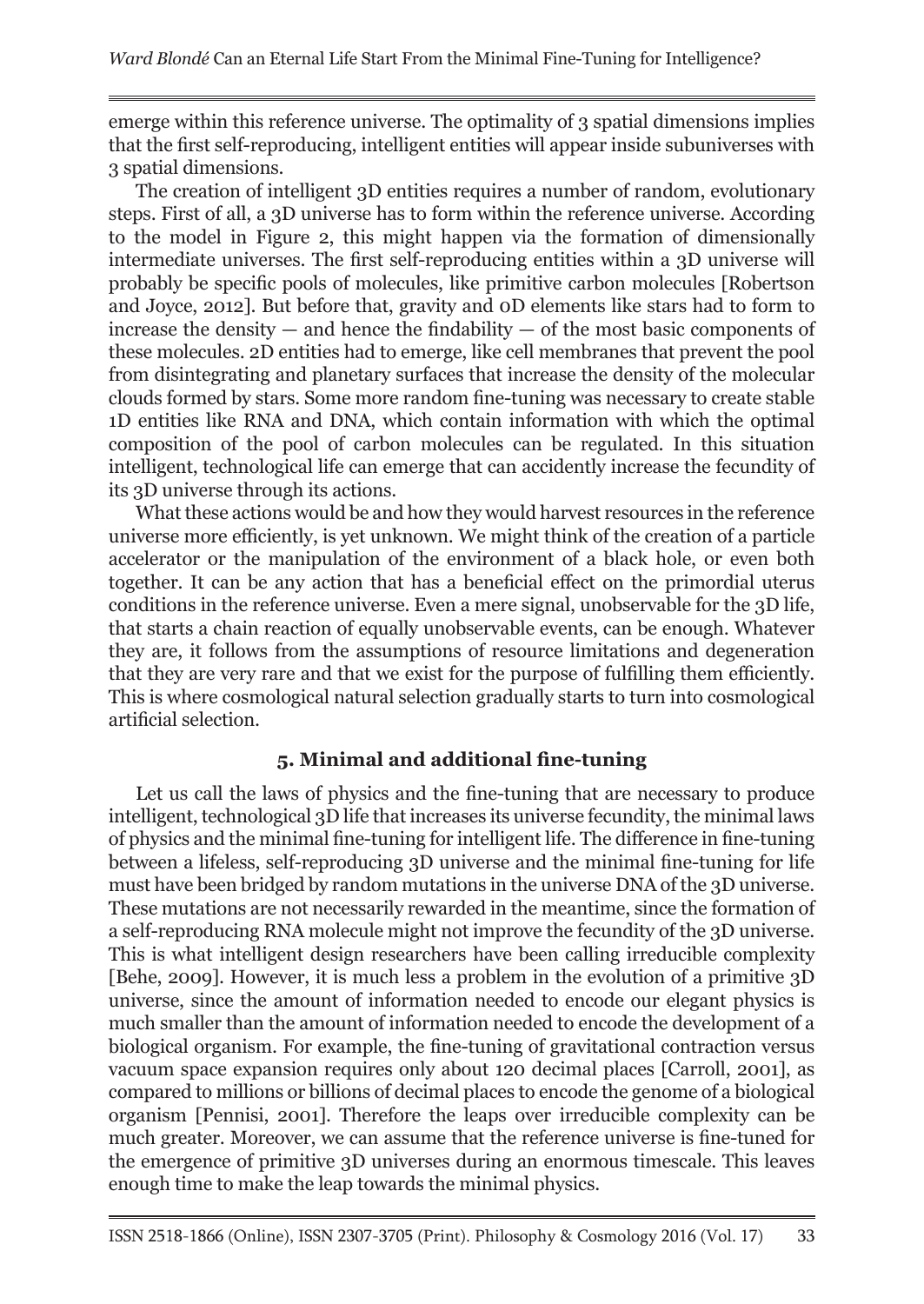emerge within this reference universe. The optimality of 3 spatial dimensions implies that the first self-reproducing, intelligent entities will appear inside subuniverses with 3 spatial dimensions.

The creation of intelligent 3D entities requires a number of random, evolutionary steps. First of all, a 3D universe has to form within the reference universe. According to the model in Figure 2, this might happen via the formation of dimensionally intermediate universes. The first self-reproducing entities within a 3D universe will probably be specific pools of molecules, like primitive carbon molecules [Robertson and Joyce, 2012]. But before that, gravity and 0D elements like stars had to form to increase the density — and hence the findability — of the most basic components of these molecules. 2D entities had to emerge, like cell membranes that prevent the pool from disintegrating and planetary surfaces that increase the density of the molecular clouds formed by stars. Some more random fine-tuning was necessary to create stable 1D entities like RNA and DNA, which contain information with which the optimal composition of the pool of carbon molecules can be regulated. In this situation intelligent, technological life can emerge that can accidently increase the fecundity of its 3D universe through its actions.

What these actions would be and how they would harvest resources in the reference universe more efficiently, is yet unknown. We might think of the creation of a particle accelerator or the manipulation of the environment of a black hole, or even both together. It can be any action that has a beneficial effect on the primordial uterus conditions in the reference universe. Even a mere signal, unobservable for the 3D life, that starts a chain reaction of equally unobservable events, can be enough. Whatever they are, it follows from the assumptions of resource limitations and degeneration that they are very rare and that we exist for the purpose of fulfilling them efficiently. This is where cosmological natural selection gradually starts to turn into cosmological artificial selection.

## 5. Minimal and additional fine-tuning

Let us call the laws of physics and the fine-tuning that are necessary to produce intelligent, technological 3D life that increases its universe fecundity, the minimal laws of physics and the minimal fine-tuning for intelligent life. The difference in fine-tuning between a lifeless, self-reproducing 3D universe and the minimal fine-tuning for life must have been bridged by random mutations in the universe DNA of the 3D universe. These mutations are not necessarily rewarded in the meantime, since the formation of a self-reproducing RNA molecule might not improve the fecundity of the 3D universe. This is what intelligent design researchers have been calling irreducible complexity [Behe, 2009]. However, it is much less a problem in the evolution of a primitive 3D universe, since the amount of information needed to encode our elegant physics is much smaller than the amount of information needed to encode the development of a biological organism. For example, the fine-tuning of gravitational contraction versus vacuum space expansion requires only about 120 decimal places [Carroll, 2001], as compared to millions or billions of decimal places to encode the genome of a biological organism [Pennisi, 2001]. Therefore the leaps over irreducible complexity can be much greater. Moreover, we can assume that the reference universe is fine-tuned for the emergence of primitive 3D universes during an enormous timescale. This leaves enough time to make the leap towards the minimal physics.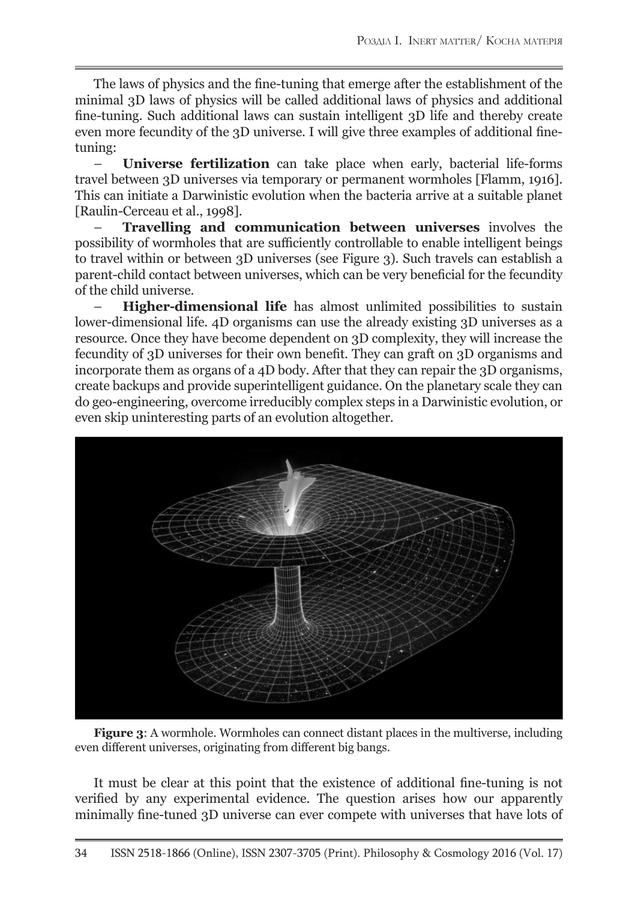The laws of physics and the fine-tuning that emerge after the establishment of the minimal 3D laws of physics will be called additional laws of physics and additional fine-tuning. Such additional laws can sustain intelligent 3D life and thereby create even more fecundity of the 3D universe. I will give three examples of additional fine-tuning:

– **Universe fertilization** can take place when early, bacterial life-forms travel between 3D universes via temporary or permanent wormholes [Flamm, 1916]. This can initiate a Darwinistic evolution when the bacteria arrive at a suitable planet [Raulin-Cerceau et al., 1998].

– **Travelling and communication between universes** involves the possibility of wormholes that are sufficiently controllable to enable intelligent beings to travel within or between 3D universes (see Figure 3). Such travels can establish a parent-child contact between universes, which can be very beneficial for the fecundity of the child universe.

– **Higher-dimensional life** has almost unlimited possibilities to sustain lower-dimensional life. 4D organisms can use the already existing 3D universes as a resource. Once they have become dependent on 3D complexity, they will increase the fecundity of 3D universes for their own benefit. They can graft on 3D organisms and incorporate them as organs of a 4D body. After that they can repair the 3D organisms, create backups and provide superintelligent guidance. On the planetary scale they can do geo-engineering, overcome irreducibly complex steps in a Darwinistic evolution, or even skip uninteresting parts of an evolution altogether.

**Figure 3**: A wormhole. Wormholes can connect distant places in the multiverse, including even different universes, originating from different big bangs.

It must be clear at this point that the existence of additional fine-tuning is not verified by any experimental evidence. The question arises how our apparently minimally fine-tuned 3D universe can ever compete with universes that have lots of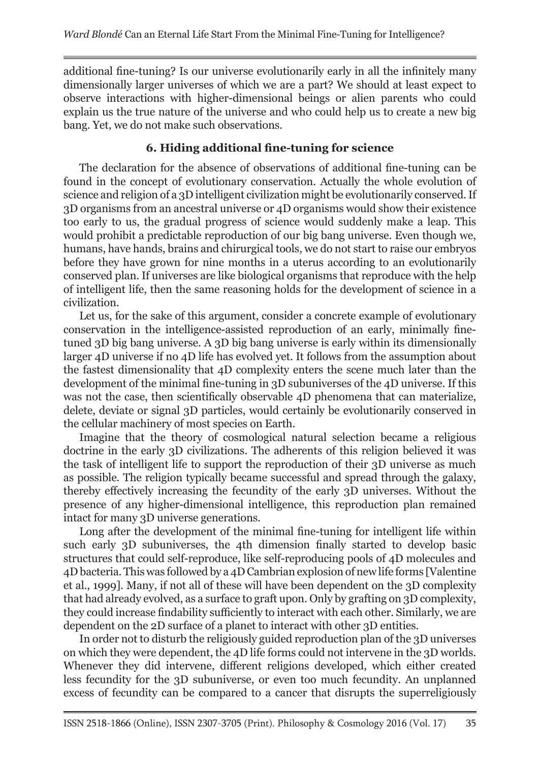additional fine-tuning? Is our universe evolutionarily early in all the infinitely many dimensionally larger universes of which we are a part? We should at least expect to observe interactions with higher-dimensional beings or alien parents who could explain us the true nature of the universe and who could help us to create a new big bang. Yet, we do not make such observations.

## 6. Hiding additional fine-tuning for science

The declaration for the absence of observations of additional fine-tuning can be found in the concept of evolutionary conservation. Actually the whole evolution of science and religion of a 3D intelligent civilization might be evolutionarily conserved. If 3D organisms from an ancestral universe or 4D organisms would show their existence too early to us, the gradual progress of science would suddenly make a leap. This would prohibit a predictable reproduction of our big bang universe. Even though we, humans, have hands, brains and chirurgical tools, we do not start to raise our embryos before they have grown for nine months in a uterus according to an evolutionarily conserved plan. If universes are like biological organisms that reproduce with the help of intelligent life, then the same reasoning holds for the development of science in a civilization.

Let us, for the sake of this argument, consider a concrete example of evolutionary conservation in the intelligence-assisted reproduction of an early, minimally fine-tuned 3D big bang universe. A 3D big bang universe is early within its dimensionally larger 4D universe if no 4D life has evolved yet. It follows from the assumption about the fastest dimensionality that 4D complexity enters the scene much later than the development of the minimal fine-tuning in 3D subuniverses of the 4D universe. If this was not the case, then scientifically observable 4D phenomena that can materialize, delete, deviate or signal 3D particles, would certainly be evolutionarily conserved in the cellular machinery of most species on Earth.

Imagine that the theory of cosmological natural selection became a religious doctrine in the early 3D civilizations. The adherents of this religion believed it was the task of intelligent life to support the reproduction of their 3D universe as much as possible. The religion typically became successful and spread through the galaxy, thereby effectively increasing the fecundity of the early 3D universes. Without the presence of any higher-dimensional intelligence, this reproduction plan remained intact for many 3D universe generations.

Long after the development of the minimal fine-tuning for intelligent life within such early 3D subuniverses, the 4th dimension finally started to develop basic structures that could self-reproduce, like self-reproducing pools of 4D molecules and 4D bacteria. This was followed by a 4D Cambrian explosion of new life forms [Valentine et al., 1999]. Many, if not all of these will have been dependent on the 3D complexity that had already evolved, as a surface to graft upon. Only by grafting on 3D complexity, they could increase findability sufficiently to interact with each other. Similarly, we are dependent on the 2D surface of a planet to interact with other 3D entities.

In order not to disturb the religiously guided reproduction plan of the 3D universes on which they were dependent, the 4D life forms could not intervene in the 3D worlds. Whenever they did intervene, different religions developed, which either created less fecundity for the 3D subuniverse, or even too much fecundity. An unplanned excess of fecundity can be compared to a cancer that disrupts the superreligiously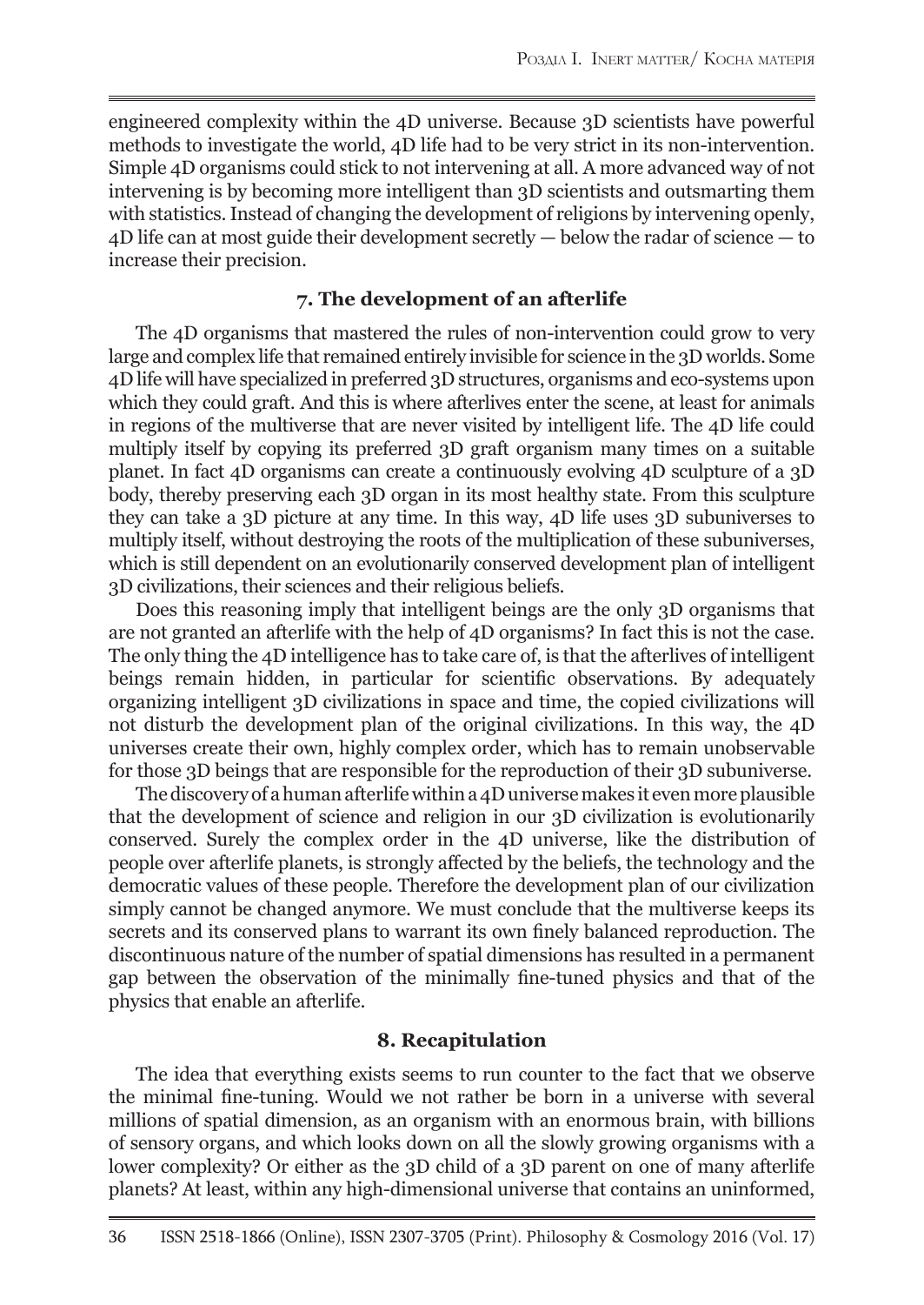engineered complexity within the 4D universe. Because 3D scientists have powerful methods to investigate the world, 4D life had to be very strict in its non-intervention. Simple 4D organisms could stick to not intervening at all. A more advanced way of not intervening is by becoming more intelligent than 3D scientists and outsmarting them with statistics. Instead of changing the development of religions by intervening openly, 4D life can at most guide their development secretly — below the radar of science — to increase their precision.

### 7. The development of an afterlife

The 4D organisms that mastered the rules of non-intervention could grow to very large and complex life that remained entirely invisible for science in the 3D worlds. Some 4D life will have specialized in preferred 3D structures, organisms and eco-systems upon which they could graft. And this is where afterlives enter the scene, at least for animals in regions of the multiverse that are never visited by intelligent life. The 4D life could multiply itself by copying its preferred 3D graft organism many times on a suitable planet. In fact 4D organisms can create a continuously evolving 4D sculpture of a 3D body, thereby preserving each 3D organ in its most healthy state. From this sculpture they can take a 3D picture at any time. In this way, 4D life uses 3D subuniverses to multiply itself, without destroying the roots of the multiplication of these subuniverses, which is still dependent on an evolutionarily conserved development plan of intelligent 3D civilizations, their sciences and their religious beliefs.

Does this reasoning imply that intelligent beings are the only 3D organisms that are not granted an afterlife with the help of 4D organisms? In fact this is not the case. The only thing the 4D intelligence has to take care of, is that the afterlives of intelligent beings remain hidden, in particular for scientific observations. By adequately organizing intelligent 3D civilizations in space and time, the copied civilizations will not disturb the development plan of the original civilizations. In this way, the 4D universes create their own, highly complex order, which has to remain unobservable for those 3D beings that are responsible for the reproduction of their 3D subuniverse.

The discovery of a human afterlife within a 4D universe makes it even more plausible that the development of science and religion in our 3D civilization is evolutionarily conserved. Surely the complex order in the 4D universe, like the distribution of people over afterlife planets, is strongly affected by the beliefs, the technology and the democratic values of these people. Therefore the development plan of our civilization simply cannot be changed anymore. We must conclude that the multiverse keeps its secrets and its conserved plans to warrant its own finely balanced reproduction. The discontinuous nature of the number of spatial dimensions has resulted in a permanent gap between the observation of the minimally fine-tuned physics and that of the physics that enable an afterlife.

### 8. Recapitulation

The idea that everything exists seems to run counter to the fact that we observe the minimal fine-tuning. Would we not rather be born in a universe with several millions of spatial dimension, as an organism with an enormous brain, with billions of sensory organs, and which looks down on all the slowly growing organisms with a lower complexity? Or either as the 3D child of a 3D parent on one of many afterlife planets? At least, within any high-dimensional universe that contains an uninformed,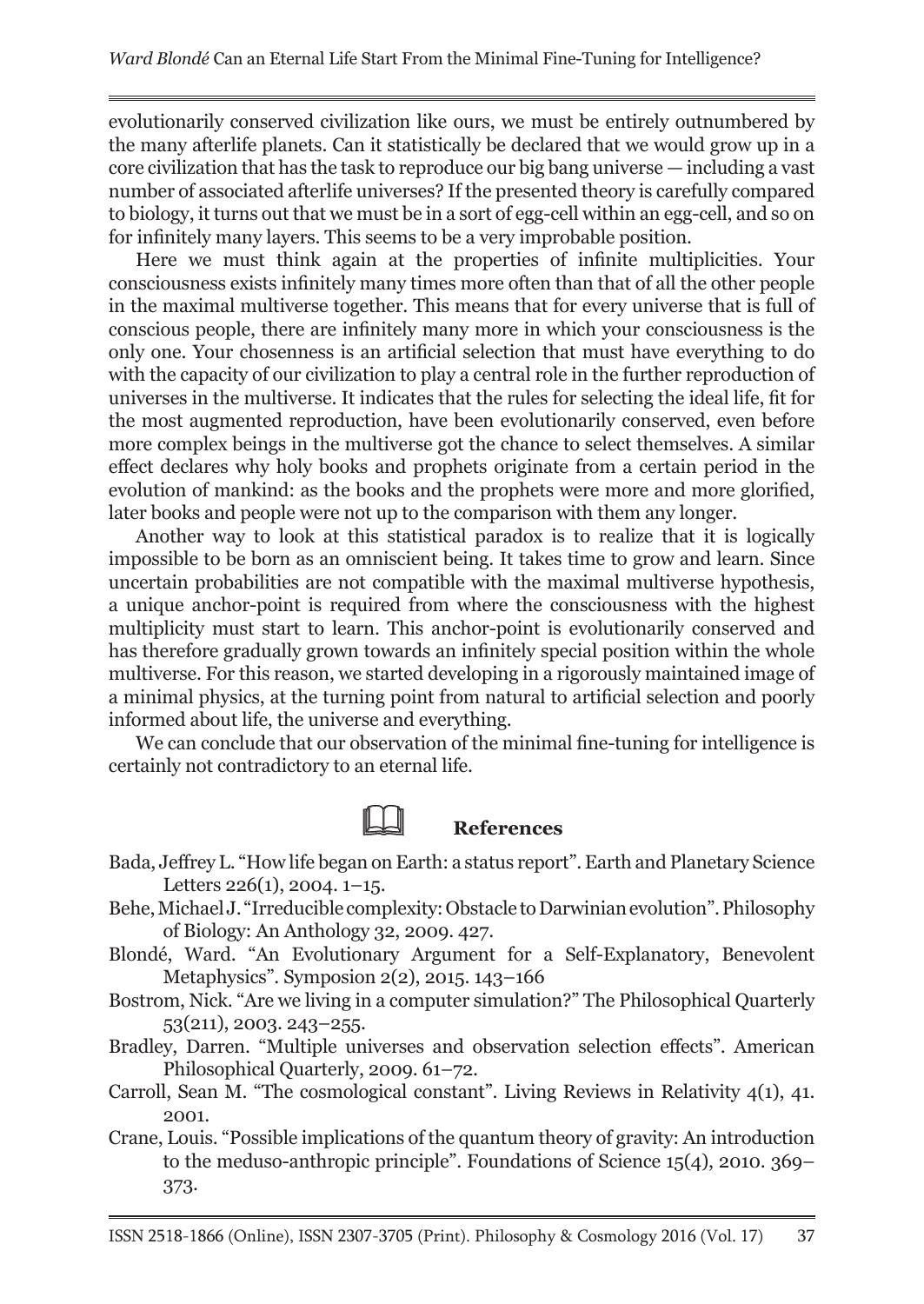evolutionarily conserved civilization like ours, we must be entirely outnumbered by the many afterlife planets. Can it statistically be declared that we would grow up in a core civilization that has the task to reproduce our big bang universe — including a vast number of associated afterlife universes? If the presented theory is carefully compared to biology, it turns out that we must be in a sort of egg-cell within an egg-cell, and so on for infinitely many layers. This seems to be a very improbable position.

Here we must think again at the properties of infinite multiplicities. Your consciousness exists infinitely many times more often than that of all the other people in the maximal multiverse together. This means that for every universe that is full of conscious people, there are infinitely many more in which your consciousness is the only one. Your chosenness is an artificial selection that must have everything to do with the capacity of our civilization to play a central role in the further reproduction of universes in the multiverse. It indicates that the rules for selecting the ideal life, fit for the most augmented reproduction, have been evolutionarily conserved, even before more complex beings in the multiverse got the chance to select themselves. A similar effect declares why holy books and prophets originate from a certain period in the evolution of mankind: as the books and the prophets were more and more glorified, later books and people were not up to the comparison with them any longer.

Another way to look at this statistical paradox is to realize that it is logically impossible to be born as an omniscient being. It takes time to grow and learn. Since uncertain probabilities are not compatible with the maximal multiverse hypothesis, a unique anchor-point is required from where the consciousness with the highest multiplicity must start to learn. This anchor-point is evolutionarily conserved and has therefore gradually grown towards an infinitely special position within the whole multiverse. For this reason, we started developing in a rigorously maintained image of a minimal physics, at the turning point from natural to artificial selection and poorly informed about life, the universe and everything.

We can conclude that our observation of the minimal fine-tuning for intelligence is certainly not contradictory to an eternal life.

## References

Bada, Jeffrey L. "How life began on Earth: a status report". Earth and Planetary Science Letters 226(1), 2004. 1–15.

Behe, Michael J. "Irreducible complexity: Obstacle to Darwinian evolution". Philosophy of Biology: An Anthology 32, 2009. 427.

Blondé, Ward. "An Evolutionary Argument for a Self-Explanatory, Benevolent Metaphysics". Symposion 2(2), 2015. 143–166

Bostrom, Nick. "Are we living in a computer simulation?" The Philosophical Quarterly 53(211), 2003. 243–255.

Bradley, Darren. "Multiple universes and observation selection effects". American Philosophical Quarterly, 2009. 61–72.

Carroll, Sean M. "The cosmological constant". Living Reviews in Relativity 4(1), 41. 2001.

Crane, Louis. "Possible implications of the quantum theory of gravity: An introduction to the meduso-anthropic principle". Foundations of Science 15(4), 2010. 369–373.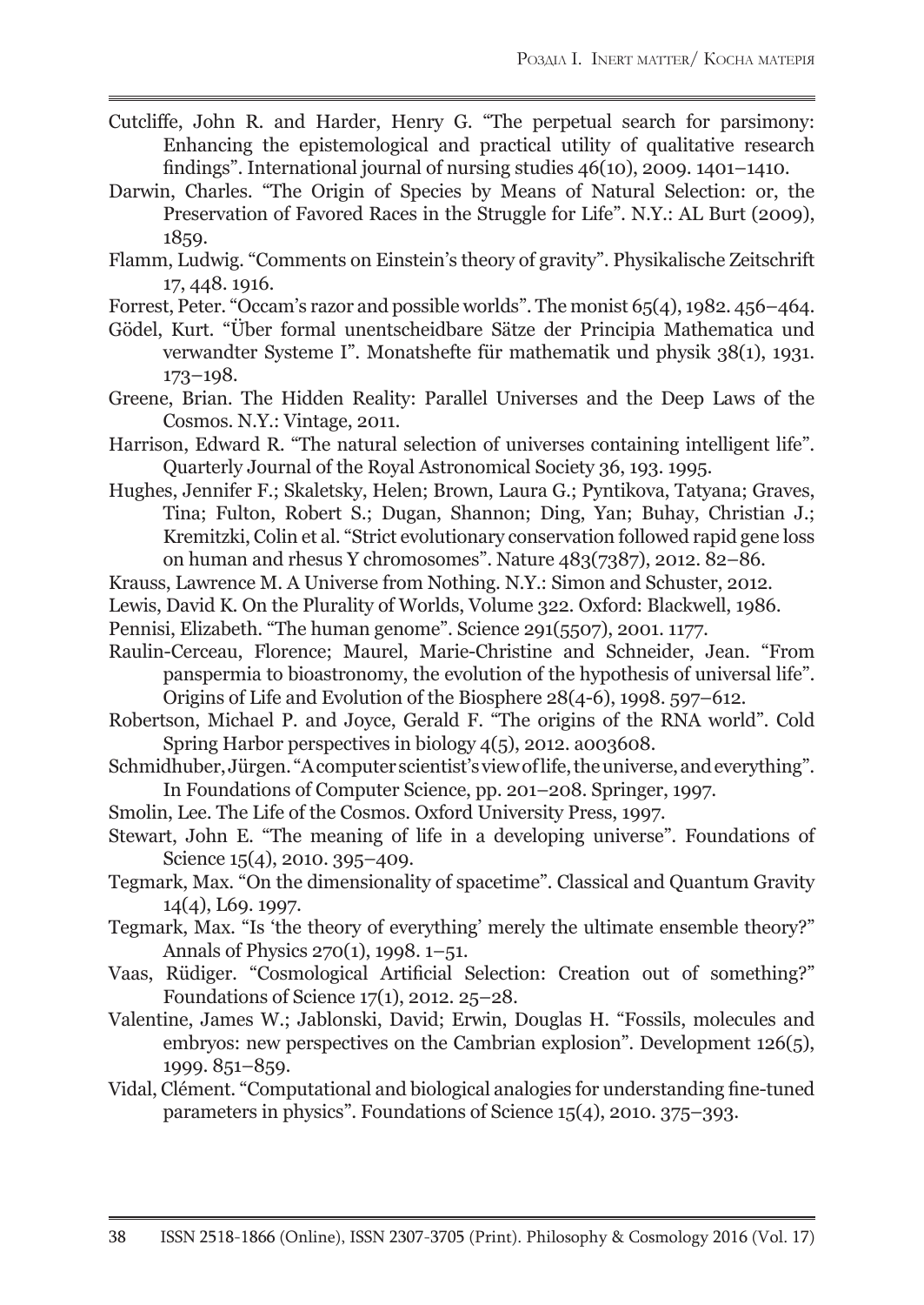Cutcliffe, John R. and Harder, Henry G. "The perpetual search for parsimony: Enhancing the epistemological and practical utility of qualitative research findings". International journal of nursing studies 46(10), 2009. 1401–1410.

Darwin, Charles. "The Origin of Species by Means of Natural Selection: or, the Preservation of Favored Races in the Struggle for Life". N.Y.: AL Burt (2009), 1859.

Flamm, Ludwig. "Comments on Einstein's theory of gravity". Physikalische Zeitschrift 17, 448. 1916.

Forrest, Peter. "Occam's razor and possible worlds". The monist 65(4), 1982. 456–464.

Gödel, Kurt. "Über formal unentscheidbare Sätze der Principia Mathematica und verwandter Systeme I". Monatshefte für mathematik und physik 38(1), 1931. 173–198.

Greene, Brian. The Hidden Reality: Parallel Universes and the Deep Laws of the Cosmos. N.Y.: Vintage, 2011.

Harrison, Edward R. "The natural selection of universes containing intelligent life". Quarterly Journal of the Royal Astronomical Society 36, 193. 1995.

Hughes, Jennifer F.; Skaletsky, Helen; Brown, Laura G.; Pyntikova, Tatyana; Graves, Tina; Fulton, Robert S.; Dugan, Shannon; Ding, Yan; Buhay, Christian J.; Kremitzki, Colin et al. "Strict evolutionary conservation followed rapid gene loss on human and rhesus Y chromosomes". Nature 483(7387), 2012. 82–86.

Krauss, Lawrence M. A Universe from Nothing. N.Y.: Simon and Schuster, 2012.

Lewis, David K. On the Plurality of Worlds, Volume 322. Oxford: Blackwell, 1986.

Pennisi, Elizabeth. "The human genome". Science 291(5507), 2001. 1177.

Raulin-Cerceau, Florence; Maurel, Marie-Christine and Schneider, Jean. "From panspermia to bioastronomy, the evolution of the hypothesis of universal life". Origins of Life and Evolution of the Biosphere 28(4-6), 1998. 597–612.

Robertson, Michael P. and Joyce, Gerald F. "The origins of the RNA world". Cold Spring Harbor perspectives in biology 4(5), 2012. a003608.

Schmidhuber, Jürgen. "A computer scientist's view of life, the universe, and everything". In Foundations of Computer Science, pp. 201–208. Springer, 1997.

Smolin, Lee. The Life of the Cosmos. Oxford University Press, 1997.

Stewart, John E. "The meaning of life in a developing universe". Foundations of Science 15(4), 2010. 395–409.

Tegmark, Max. "On the dimensionality of spacetime". Classical and Quantum Gravity 14(4), L69. 1997.

Tegmark, Max. "Is 'the theory of everything' merely the ultimate ensemble theory?" Annals of Physics 270(1), 1998. 1–51.

Vaas, Rüdiger. "Cosmological Artificial Selection: Creation out of something?" Foundations of Science 17(1), 2012. 25–28.

Valentine, James W.; Jablonski, David; Erwin, Douglas H. "Fossils, molecules and embryos: new perspectives on the Cambrian explosion". Development 126(5), 1999. 851–859.

Vidal, Clément. "Computational and biological analogies for understanding fine-tuned parameters in physics". Foundations of Science 15(4), 2010. 375–393.